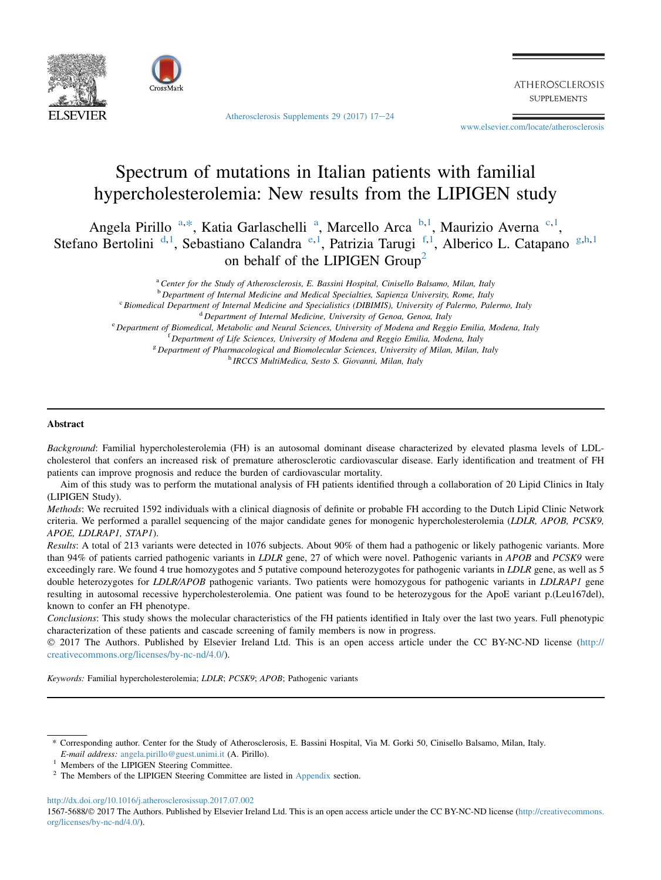# Spectrum of mutations in Italian patients with familial hypercholesterolemia: New results from the LIPIGEN study

Angela Pirillo [a,*], Katia Garlaschelli [a], Marcello Arca [b,1], Maurizio Averna [c,1], Stefano Bertolini [d,1], Sebastiano Calandra [e,1], Patrizia Tarugi [f,1], Alberico L. Catapano [g,h,1] on behalf of the LIPIGEN Group[2]

[a] Center for the Study of Atherosclerosis, E. Bassini Hospital, Cinisello Balsamo, Milan, Italy
[b] Department of Internal Medicine and Medical Specialties, Sapienza University, Rome, Italy
[c] Biomedical Department of Internal Medicine and Specialistics (DIBIMIS), University of Palermo, Palermo, Italy
[d] Department of Internal Medicine, University of Genoa, Genoa, Italy
[e] Department of Biomedical, Metabolic and Neural Sciences, University of Modena and Reggio Emilia, Modena, Italy
[f] Department of Life Sciences, University of Modena and Reggio Emilia, Modena, Italy
[g] Department of Pharmacological and Biomolecular Sciences, University of Milan, Milan, Italy
[h] IRCCS MultiMedica, Sesto S. Giovanni, Milan, Italy

## Abstract

*Background*: Familial hypercholesterolemia (FH) is an autosomal dominant disease characterized by elevated plasma levels of LDL-cholesterol that confers an increased risk of premature atherosclerotic cardiovascular disease. Early identification and treatment of FH patients can improve prognosis and reduce the burden of cardiovascular mortality.

Aim of this study was to perform the mutational analysis of FH patients identified through a collaboration of 20 Lipid Clinics in Italy (LIPIGEN Study).

*Methods*: We recruited 1592 individuals with a clinical diagnosis of definite or probable FH according to the Dutch Lipid Clinic Network criteria. We performed a parallel sequencing of the major candidate genes for monogenic hypercholesterolemia (*LDLR, APOB, PCSK9, APOE, LDLRAP1, STAP1*).

*Results*: A total of 213 variants were detected in 1076 subjects. About 90% of them had a pathogenic or likely pathogenic variants. More than 94% of patients carried pathogenic variants in *LDLR* gene, 27 of which were novel. Pathogenic variants in *APOB* and *PCSK9* were exceedingly rare. We found 4 true homozygotes and 5 putative compound heterozygotes for pathogenic variants in *LDLR* gene, as well as 5 double heterozygotes for *LDLR/APOB* pathogenic variants. Two patients were homozygous for pathogenic variants in *LDLRAP1* gene resulting in autosomal recessive hypercholesterolemia. One patient was found to be heterozygous for the ApoE variant p.(Leu167del), known to confer an FH phenotype.

*Conclusions*: This study shows the molecular characteristics of the FH patients identified in Italy over the last two years. Full phenotypic characterization of these patients and cascade screening of family members is now in progress.

© 2017 The Authors. Published by Elsevier Ireland Ltd. This is an open access article under the CC BY-NC-ND license (http://creativecommons.org/licenses/by-nc-nd/4.0/).

*Keywords:* Familial hypercholesterolemia; *LDLR*; *PCSK9*; *APOB*; Pathogenic variants

---

\* Corresponding author. Center for the Study of Atherosclerosis, E. Bassini Hospital, Via M. Gorki 50, Cinisello Balsamo, Milan, Italy. *E-mail address:* angela.pirillo@guest.unimi.it (A. Pirillo).

[1] Members of the LIPIGEN Steering Committee.

[2] The Members of the LIPIGEN Steering Committee are listed in Appendix section.

http://dx.doi.org/10.1016/j.atherosclerosissup.2017.07.002

1567-5688/© 2017 The Authors. Published by Elsevier Ireland Ltd. This is an open access article under the CC BY-NC-ND license (http://creativecommons.org/licenses/by-nc-nd/4.0/).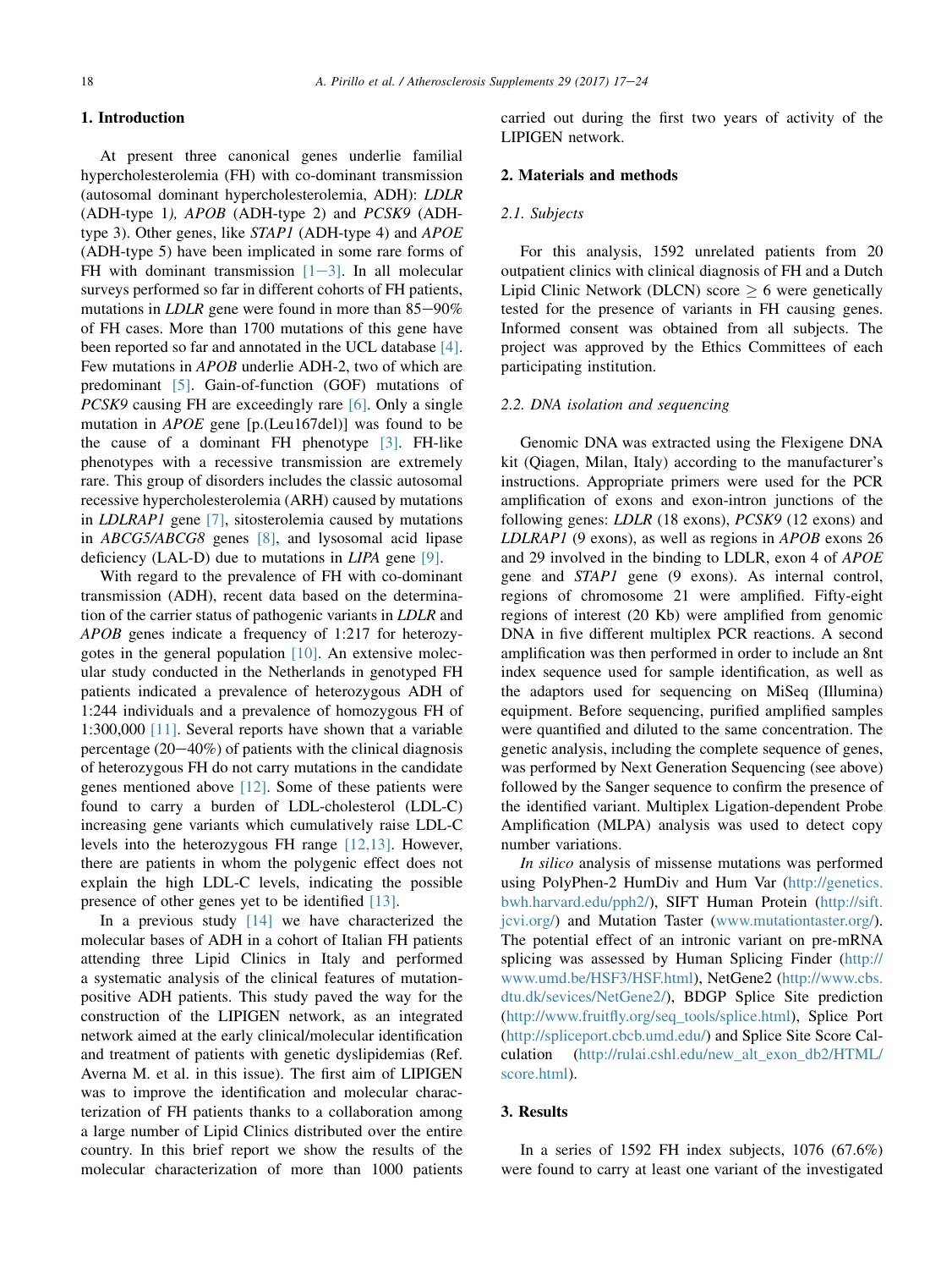## 1. Introduction

At present three canonical genes underlie familial hypercholesterolemia (FH) with co-dominant transmission (autosomal dominant hypercholesterolemia, ADH): *LDLR* (ADH-type 1*), APOB* (ADH-type 2) and *PCSK9* (ADH-type 3). Other genes, like *STAP1* (ADH-type 4) and *APOE* (ADH-type 5) have been implicated in some rare forms of FH with dominant transmission [1−3]. In all molecular surveys performed so far in different cohorts of FH patients, mutations in *LDLR* gene were found in more than 85−90% of FH cases. More than 1700 mutations of this gene have been reported so far and annotated in the UCL database [4]. Few mutations in *APOB* underlie ADH-2, two of which are predominant [5]. Gain-of-function (GOF) mutations of *PCSK9* causing FH are exceedingly rare [6]. Only a single mutation in *APOE* gene [p.(Leu167del)] was found to be the cause of a dominant FH phenotype [3]. FH-like phenotypes with a recessive transmission are extremely rare. This group of disorders includes the classic autosomal recessive hypercholesterolemia (ARH) caused by mutations in *LDLRAP1* gene [7], sitosterolemia caused by mutations in *ABCG5/ABCG8* genes [8], and lysosomal acid lipase deficiency (LAL-D) due to mutations in *LIPA* gene [9].

With regard to the prevalence of FH with co-dominant transmission (ADH), recent data based on the determination of the carrier status of pathogenic variants in *LDLR* and *APOB* genes indicate a frequency of 1:217 for heterozygotes in the general population [10]. An extensive molecular study conducted in the Netherlands in genotyped FH patients indicated a prevalence of heterozygous ADH of 1:244 individuals and a prevalence of homozygous FH of 1:300,000 [11]. Several reports have shown that a variable percentage (20−40%) of patients with the clinical diagnosis of heterozygous FH do not carry mutations in the candidate genes mentioned above [12]. Some of these patients were found to carry a burden of LDL-cholesterol (LDL-C) increasing gene variants which cumulatively raise LDL-C levels into the heterozygous FH range [12,13]. However, there are patients in whom the polygenic effect does not explain the high LDL-C levels, indicating the possible presence of other genes yet to be identified [13].

In a previous study [14] we have characterized the molecular bases of ADH in a cohort of Italian FH patients attending three Lipid Clinics in Italy and performed a systematic analysis of the clinical features of mutation-positive ADH patients. This study paved the way for the construction of the LIPIGEN network, as an integrated network aimed at the early clinical/molecular identification and treatment of patients with genetic dyslipidemias (Ref. Averna M. et al. in this issue). The first aim of LIPIGEN was to improve the identification and molecular characterization of FH patients thanks to a collaboration among a large number of Lipid Clinics distributed over the entire country. In this brief report we show the results of the molecular characterization of more than 1000 patients carried out during the first two years of activity of the LIPIGEN network.

## 2. Materials and methods

### 2.1. Subjects

For this analysis, 1592 unrelated patients from 20 outpatient clinics with clinical diagnosis of FH and a Dutch Lipid Clinic Network (DLCN) score ≥ 6 were genetically tested for the presence of variants in FH causing genes. Informed consent was obtained from all subjects. The project was approved by the Ethics Committees of each participating institution.

### 2.2. DNA isolation and sequencing

Genomic DNA was extracted using the Flexigene DNA kit (Qiagen, Milan, Italy) according to the manufacturer's instructions. Appropriate primers were used for the PCR amplification of exons and exon-intron junctions of the following genes: *LDLR* (18 exons), *PCSK9* (12 exons) and *LDLRAP1* (9 exons), as well as regions in *APOB* exons 26 and 29 involved in the binding to LDLR, exon 4 of *APOE* gene and *STAP1* gene (9 exons). As internal control, regions of chromosome 21 were amplified. Fifty-eight regions of interest (20 Kb) were amplified from genomic DNA in five different multiplex PCR reactions. A second amplification was then performed in order to include an 8nt index sequence used for sample identification, as well as the adaptors used for sequencing on MiSeq (Illumina) equipment. Before sequencing, purified amplified samples were quantified and diluted to the same concentration. The genetic analysis, including the complete sequence of genes, was performed by Next Generation Sequencing (see above) followed by the Sanger sequence to confirm the presence of the identified variant. Multiplex Ligation-dependent Probe Amplification (MLPA) analysis was used to detect copy number variations.

*In silico* analysis of missense mutations was performed using PolyPhen-2 HumDiv and Hum Var (http://genetics.bwh.harvard.edu/pph2/), SIFT Human Protein (http://sift.jcvi.org/) and Mutation Taster (www.mutationtaster.org/). The potential effect of an intronic variant on pre-mRNA splicing was assessed by Human Splicing Finder (http://www.umd.be/HSF3/HSF.html), NetGene2 (http://www.cbs.dtu.dk/sevices/NetGene2/), BDGP Splice Site prediction (http://www.fruitfly.org/seq_tools/splice.html), Splice Port (http://spliceport.cbcb.umd.edu/) and Splice Site Score Calculation (http://rulai.cshl.edu/new_alt_exon_db2/HTML/score.html).

## 3. Results

In a series of 1592 FH index subjects, 1076 (67.6%) were found to carry at least one variant of the investigated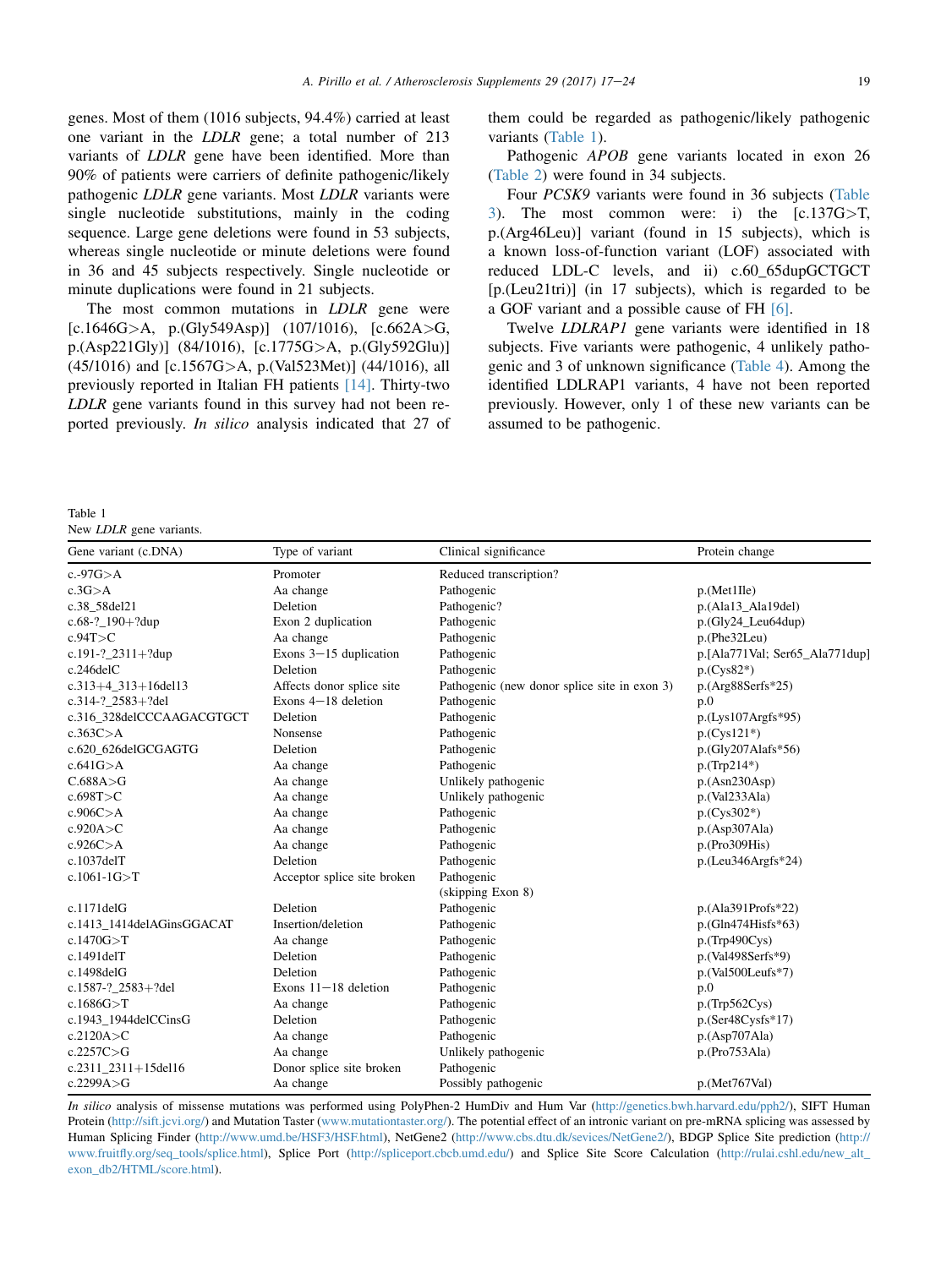genes. Most of them (1016 subjects, 94.4%) carried at least one variant in the *LDLR* gene; a total number of 213 variants of *LDLR* gene have been identified. More than 90% of patients were carriers of definite pathogenic/likely pathogenic *LDLR* gene variants. Most *LDLR* variants were single nucleotide substitutions, mainly in the coding sequence. Large gene deletions were found in 53 subjects, whereas single nucleotide or minute deletions were found in 36 and 45 subjects respectively. Single nucleotide or minute duplications were found in 21 subjects.

The most common mutations in *LDLR* gene were [c.1646G>A, p.(Gly549Asp)] (107/1016), [c.662A>G, p.(Asp221Gly)] (84/1016), [c.1775G>A, p.(Gly592Glu)] (45/1016) and [c.1567G>A, p.(Val523Met)] (44/1016), all previously reported in Italian FH patients [14]. Thirty-two *LDLR* gene variants found in this survey had not been reported previously. *In silico* analysis indicated that 27 of them could be regarded as pathogenic/likely pathogenic variants (Table 1).

Pathogenic *APOB* gene variants located in exon 26 (Table 2) were found in 34 subjects.

Four *PCSK9* variants were found in 36 subjects (Table 3). The most common were: i) the [c.137G>T, p.(Arg46Leu)] variant (found in 15 subjects), which is a known loss-of-function variant (LOF) associated with reduced LDL-C levels, and ii) c.60_65dupGCTGCT [p.(Leu21tri)] (in 17 subjects), which is regarded to be a GOF variant and a possible cause of FH [6].

Twelve *LDLRAP1* gene variants were identified in 18 subjects. Five variants were pathogenic, 4 unlikely pathogenic and 3 of unknown significance (Table 4). Among the identified LDLRAP1 variants, 4 have not been reported previously. However, only 1 of these new variants can be assumed to be pathogenic.

Table 1
New *LDLR* gene variants.

| Gene variant (c.DNA) | Type of variant | Clinical significance | Protein change |
|---|---|---|---|
| c.-97G>A | Promoter | Reduced transcription? | |
| c.3G>A | Aa change | Pathogenic | p.(Met1Ile) |
| c.38_58del21 | Deletion | Pathogenic? | p.(Ala13_Ala19del) |
| c.68-?_190+?dup | Exon 2 duplication | Pathogenic | p.(Gly24_Leu64dup) |
| c.94T>C | Aa change | Pathogenic | p.(Phe32Leu) |
| c.191-?_2311+?dup | Exons 3−15 duplication | Pathogenic | p.[Ala771Val; Ser65_Ala771dup] |
| c.246delC | Deletion | Pathogenic | p.(Cys82*) |
| c.313+4_313+16del13 | Affects donor splice site | Pathogenic (new donor splice site in exon 3) | p.(Arg88Serfs*25) |
| c.314-?_2583+?del | Exons 4−18 deletion | Pathogenic | p.0 |
| c.316_328delCCCAAGACGTGCT | Deletion | Pathogenic | p.(Lys107Argfs*95) |
| c.363C>A | Nonsense | Pathogenic | p.(Cys121*) |
| c.620_626delGCGAGTG | Deletion | Pathogenic | p.(Gly207Alafs*56) |
| c.641G>A | Aa change | Pathogenic | p.(Trp214*) |
| C.688A>G | Aa change | Unlikely pathogenic | p.(Asn230Asp) |
| c.698T>C | Aa change | Unlikely pathogenic | p.(Val233Ala) |
| c.906C>A | Aa change | Pathogenic | p.(Cys302*) |
| c.920A>C | Aa change | Pathogenic | p.(Asp307Ala) |
| c.926C>A | Aa change | Pathogenic | p.(Pro309His) |
| c.1037delT | Deletion | Pathogenic | p.(Leu346Argfs*24) |
| c.1061-1G>T | Acceptor splice site broken | Pathogenic (skipping Exon 8) | |
| c.1171delG | Deletion | Pathogenic | p.(Ala391Profs*22) |
| c.1413_1414delAGinsGGACAT | Insertion/deletion | Pathogenic | p.(Gln474Hisfs*63) |
| c.1470G>T | Aa change | Pathogenic | p.(Trp490Cys) |
| c.1491delT | Deletion | Pathogenic | p.(Val498Serfs*9) |
| c.1498delG | Deletion | Pathogenic | p.(Val500Leufs*7) |
| c.1587-?_2583+?del | Exons 11−18 deletion | Pathogenic | p.0 |
| c.1686G>T | Aa change | Pathogenic | p.(Trp562Cys) |
| c.1943_1944delCCinsG | Deletion | Pathogenic | p.(Ser48Cysfs*17) |
| c.2120A>C | Aa change | Pathogenic | p.(Asp707Ala) |
| c.2257C>G | Aa change | Unlikely pathogenic | p.(Pro753Ala) |
| c.2311_2311+15del16 | Donor splice site broken | Pathogenic | |
| c.2299A>G | Aa change | Possibly pathogenic | p.(Met767Val) |

*In silico* analysis of missense mutations was performed using PolyPhen-2 HumDiv and Hum Var (http://genetics.bwh.harvard.edu/pph2/), SIFT Human Protein (http://sift.jcvi.org/) and Mutation Taster (www.mutationtaster.org/). The potential effect of an intronic variant on pre-mRNA splicing was assessed by Human Splicing Finder (http://www.umd.be/HSF3/HSF.html), NetGene2 (http://www.cbs.dtu.dk/sevices/NetGene2/), BDGP Splice Site prediction (http://www.fruitfly.org/seq_tools/splice.html), Splice Port (http://spliceport.cbcb.umd.edu/) and Splice Site Score Calculation (http://rulai.cshl.edu/new_alt_exon_db2/HTML/score.html).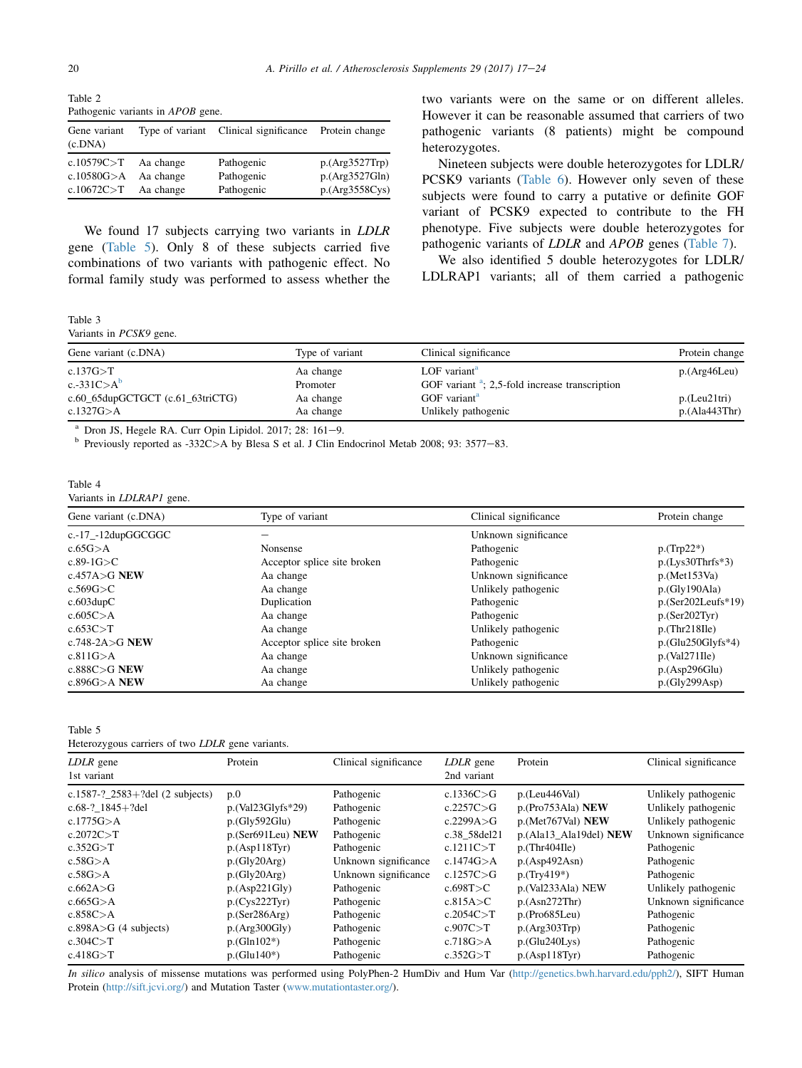Table 2
Pathogenic variants in *APOB* gene.

| Gene variant (c.DNA) | Type of variant | Clinical significance | Protein change |
|---|---|---|---|
| c.10579C>T | Aa change | Pathogenic | p.(Arg3527Trp) |
| c.10580G>A | Aa change | Pathogenic | p.(Arg3527Gln) |
| c.10672C>T | Aa change | Pathogenic | p.(Arg3558Cys) |

We found 17 subjects carrying two variants in *LDLR* gene (Table 5). Only 8 of these subjects carried five combinations of two variants with pathogenic effect. No formal family study was performed to assess whether the two variants were on the same or on different alleles. However it can be reasonable assumed that carriers of two pathogenic variants (8 patients) might be compound heterozygotes.

Nineteen subjects were double heterozygotes for LDLR/PCSK9 variants (Table 6). However only seven of these subjects were found to carry a putative or definite GOF variant of PCSK9 expected to contribute to the FH phenotype. Five subjects were double heterozygotes for pathogenic variants of *LDLR* and *APOB* genes (Table 7).

We also identified 5 double heterozygotes for LDLR/LDLRAP1 variants; all of them carried a pathogenic

Table 3
Variants in *PCSK9* gene.

| Gene variant (c.DNA) | Type of variant | Clinical significance | Protein change |
|---|---|---|---|
| c.137G>T | Aa change | LOF variant[a] | p.(Arg46Leu) |
| c.-331C>A[b] | Promoter | GOF variant [a]; 2,5-fold increase transcription | |
| c.60_65dupGCTGCT (c.61_63triCTG) | Aa change | GOF variant[a] | p.(Leu21tri) |
| c.1327G>A | Aa change | Unlikely pathogenic | p.(Ala443Thr) |

[a] Dron JS, Hegele RA. Curr Opin Lipidol. 2017; 28: 161–9.
[b] Previously reported as -332C>A by Blesa S et al. J Clin Endocrinol Metab 2008; 93: 3577–83.

Table 4
Variants in *LDLRAP1* gene.

| Gene variant (c.DNA) | Type of variant | Clinical significance | Protein change |
|---|---|---|---|
| c.-17_-12dupGGCGGC | – | Unknown significance | |
| c.65G>A | Nonsense | Pathogenic | p.(Trp22*) |
| c.89-1G>C | Acceptor splice site broken | Pathogenic | p.(Lys30Thrfs*3) |
| c.457A>G **NEW** | Aa change | Unknown significance | p.(Met153Va) |
| c.569G>C | Aa change | Unlikely pathogenic | p.(Gly190Ala) |
| c.603dupC | Duplication | Pathogenic | p.(Ser202Leufs*19) |
| c.605C>A | Aa change | Pathogenic | p.(Ser202Tyr) |
| c.653C>T | Aa change | Unlikely pathogenic | p.(Thr218Ile) |
| c.748-2A>G **NEW** | Acceptor splice site broken | Pathogenic | p.(Glu250Glyfs*4) |
| c.811G>A | Aa change | Unknown significance | p.(Val271Ile) |
| c.888C>G **NEW** | Aa change | Unlikely pathogenic | p.(Asp296Glu) |
| c.896G>A **NEW** | Aa change | Unlikely pathogenic | p.(Gly299Asp) |

Table 5
Heterozygous carriers of two *LDLR* gene variants.

| *LDLR* gene 1st variant | Protein | Clinical significance | *LDLR* gene 2nd variant | Protein | Clinical significance |
|---|---|---|---|---|---|
| c.1587-?_2583+?del (2 subjects) | p.0 | Pathogenic | c.1336C>G | p.(Leu446Val) | Unlikely pathogenic |
| c.68-?_1845+?del | p.(Val23Glyfs*29) | Pathogenic | c.2257C>G | p.(Pro753Ala) **NEW** | Unlikely pathogenic |
| c.1775G>A | p.(Gly592Glu) | Pathogenic | c.2299A>G | p.(Met767Val) **NEW** | Unlikely pathogenic |
| c.2072C>T | p.(Ser691Leu) **NEW** | Pathogenic | c.38_58del21 | p.(Ala13_Ala19del) **NEW** | Unknown significance |
| c.352G>T | p.(Asp118Tyr) | Pathogenic | c.1211C>T | p.(Thr404Ile) | Pathogenic |
| c.58G>A | p.(Gly20Arg) | Unknown significance | c.1474G>A | p.(Asp492Asn) | Pathogenic |
| c.58G>A | p.(Gly20Arg) | Unknown significance | c.1257C>G | p.(Try419*) | Pathogenic |
| c.662A>G | p.(Asp221Gly) | Pathogenic | c.698T>C | p.(Val233Ala) NEW | Unlikely pathogenic |
| c.665G>A | p.(Cys222Tyr) | Pathogenic | c.815A>C | p.(Asn272Thr) | Unknown significance |
| c.858C>A | p.(Ser286Arg) | Pathogenic | c.2054C>T | p.(Pro685Leu) | Pathogenic |
| c.898A>G (4 subjects) | p.(Arg300Gly) | Pathogenic | c.907C>T | p.(Arg303Trp) | Pathogenic |
| c.304C>T | p.(Gln102*) | Pathogenic | c.718G>A | p.(Glu240Lys) | Pathogenic |
| c.418G>T | p.(Glu140*) | Pathogenic | c.352G>T | p.(Asp118Tyr) | Pathogenic |

*In silico* analysis of missense mutations was performed using PolyPhen-2 HumDiv and Hum Var (http://genetics.bwh.harvard.edu/pph2/), SIFT Human Protein (http://sift.jcvi.org/) and Mutation Taster (www.mutationtaster.org/).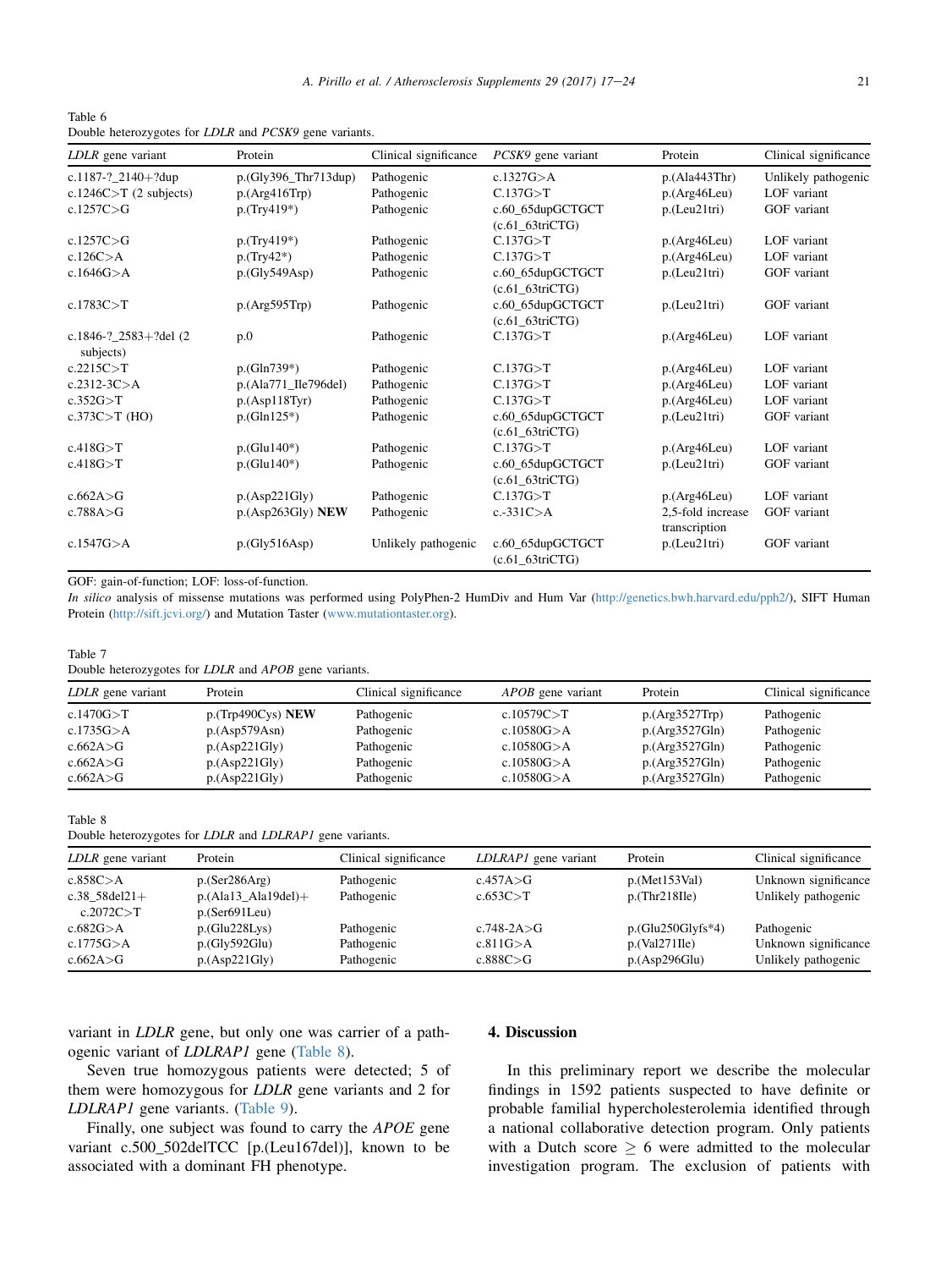Table 6
Double heterozygotes for *LDLR* and *PCSK9* gene variants.

| *LDLR* gene variant | Protein | Clinical significance | *PCSK9* gene variant | Protein | Clinical significance |
|---|---|---|---|---|---|
| c.1187-?_2140+?dup | p.(Gly396_Thr713dup) | Pathogenic | c.1327G>A | p.(Ala443Thr) | Unlikely pathogenic |
| c.1246C>T (2 subjects) | p.(Arg416Trp) | Pathogenic | C.137G>T | p.(Arg46Leu) | LOF variant |
| c.1257C>G | p.(Try419*) | Pathogenic | c.60_65dupGCTGCT (c.61_63triCTG) | p.(Leu21tri) | GOF variant |
| c.1257C>G | p.(Try419*) | Pathogenic | C.137G>T | p.(Arg46Leu) | LOF variant |
| c.126C>A | p.(Try42*) | Pathogenic | C.137G>T | p.(Arg46Leu) | LOF variant |
| c.1646G>A | p.(Gly549Asp) | Pathogenic | c.60_65dupGCTGCT (c.61_63triCTG) | p.(Leu21tri) | GOF variant |
| c.1783C>T | p.(Arg595Trp) | Pathogenic | c.60_65dupGCTGCT (c.61_63triCTG) | p.(Leu21tri) | GOF variant |
| c.1846-?_2583+?del (2 subjects) | p.0 | Pathogenic | C.137G>T | p.(Arg46Leu) | LOF variant |
| c.2215C>T | p.(Gln739*) | Pathogenic | C.137G>T | p.(Arg46Leu) | LOF variant |
| c.2312-3C>A | p.(Ala771_Ile796del) | Pathogenic | C.137G>T | p.(Arg46Leu) | LOF variant |
| c.352G>T | p.(Asp118Tyr) | Pathogenic | C.137G>T | p.(Arg46Leu) | LOF variant |
| c.373C>T (HO) | p.(Gln125*) | Pathogenic | c.60_65dupGCTGCT (c.61_63triCTG) | p.(Leu21tri) | GOF variant |
| c.418G>T | p.(Glu140*) | Pathogenic | C.137G>T | p.(Arg46Leu) | LOF variant |
| c.418G>T | p.(Glu140*) | Pathogenic | c.60_65dupGCTGCT (c.61_63triCTG) | p.(Leu21tri) | GOF variant |
| c.662A>G | p.(Asp221Gly) | Pathogenic | C.137G>T | p.(Arg46Leu) | LOF variant |
| c.788A>G | p.(Asp263Gly) **NEW** | Pathogenic | c.-331C>A | 2,5-fold increase transcription | GOF variant |
| c.1547G>A | p.(Gly516Asp) | Unlikely pathogenic | c.60_65dupGCTGCT (c.61_63triCTG) | p.(Leu21tri) | GOF variant |

GOF: gain-of-function; LOF: loss-of-function.
*In silico* analysis of missense mutations was performed using PolyPhen-2 HumDiv and Hum Var (http://genetics.bwh.harvard.edu/pph2/), SIFT Human Protein (http://sift.jcvi.org/) and Mutation Taster (www.mutationtaster.org).

Table 7
Double heterozygotes for *LDLR* and *APOB* gene variants.

| *LDLR* gene variant | Protein | Clinical significance | *APOB* gene variant | Protein | Clinical significance |
|---|---|---|---|---|---|
| c.1470G>T | p.(Trp490Cys) **NEW** | Pathogenic | c.10579C>T | p.(Arg3527Trp) | Pathogenic |
| c.1735G>A | p.(Asp579Asn) | Pathogenic | c.10580G>A | p.(Arg3527Gln) | Pathogenic |
| c.662A>G | p.(Asp221Gly) | Pathogenic | c.10580G>A | p.(Arg3527Gln) | Pathogenic |
| c.662A>G | p.(Asp221Gly) | Pathogenic | c.10580G>A | p.(Arg3527Gln) | Pathogenic |
| c.662A>G | p.(Asp221Gly) | Pathogenic | c.10580G>A | p.(Arg3527Gln) | Pathogenic |

Table 8
Double heterozygotes for *LDLR* and *LDLRAP1* gene variants.

| *LDLR* gene variant | Protein | Clinical significance | *LDLRAP1* gene variant | Protein | Clinical significance |
|---|---|---|---|---|---|
| c.858C>A | p.(Ser286Arg) | Pathogenic | c.457A>G | p.(Met153Val) | Unknown significance |
| c.38_58del21+ c.2072C>T | p.(Ala13_Ala19del)+ p.(Ser691Leu) | Pathogenic | c.653C>T | p.(Thr218Ile) | Unlikely pathogenic |
| c.682G>A | p.(Glu228Lys) | Pathogenic | c.748-2A>G | p.(Glu250Glyfs*4) | Pathogenic |
| c.1775G>A | p.(Gly592Glu) | Pathogenic | c.811G>A | p.(Val271Ile) | Unknown significance |
| c.662A>G | p.(Asp221Gly) | Pathogenic | c.888C>G | p.(Asp296Glu) | Unlikely pathogenic |

variant in *LDLR* gene, but only one was carrier of a pathogenic variant of *LDLRAP1* gene (Table 8).

Seven true homozygous patients were detected; 5 of them were homozygous for *LDLR* gene variants and 2 for *LDLRAP1* gene variants. (Table 9).

Finally, one subject was found to carry the *APOE* gene variant c.500_502delTCC [p.(Leu167del)], known to be associated with a dominant FH phenotype.

## 4. Discussion

In this preliminary report we describe the molecular findings in 1592 patients suspected to have definite or probable familial hypercholesterolemia identified through a national collaborative detection program. Only patients with a Dutch score $\geq$ 6 were admitted to the molecular investigation program. The exclusion of patients with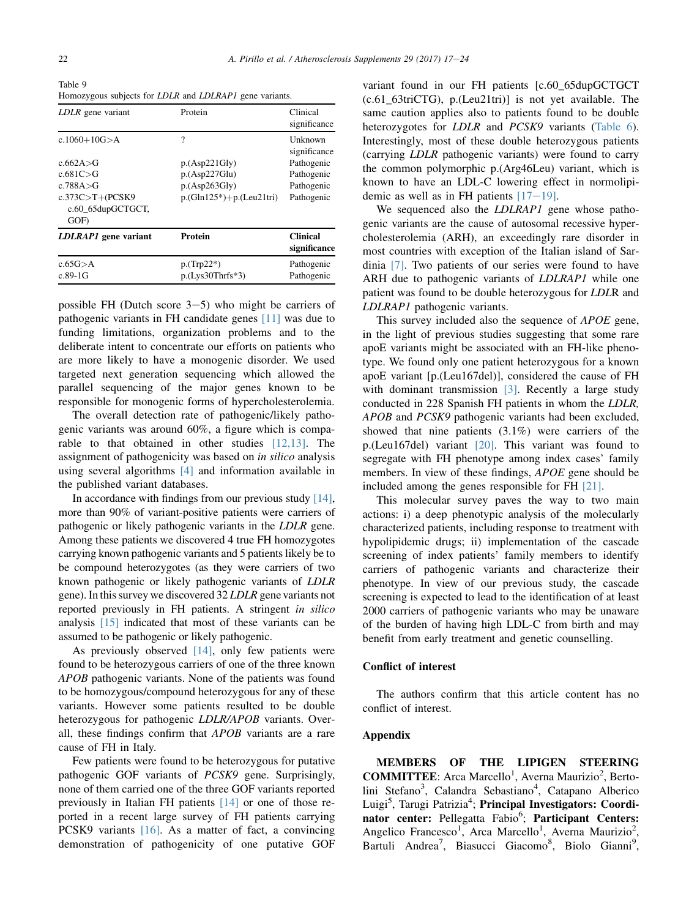Table 9
Homozygous subjects for *LDLR* and *LDLRAP1* gene variants.

| *LDLR* gene variant | Protein | Clinical significance |
|---|---|---|
| c.1060+10G>A | ? | Unknown significance |
| c.662A>G | p.(Asp221Gly) | Pathogenic |
| c.681C>G | p.(Asp227Glu) | Pathogenic |
| c.788A>G | p.(Asp263Gly) | Pathogenic |
| c.373C>T+(PCSK9 c.60_65dupGCTGCT, GOF) | p.(Gln125*)+p.(Leu21tri) | Pathogenic |
| **LDLRAP1 gene variant** | **Protein** | **Clinical significance** |
| c.65G>A | p.(Trp22*) | Pathogenic |
| c.89-1G | p.(Lys30Thrfs*3) | Pathogenic |

possible FH (Dutch score 3−5) who might be carriers of pathogenic variants in FH candidate genes [11] was due to funding limitations, organization problems and to the deliberate intent to concentrate our efforts on patients who are more likely to have a monogenic disorder. We used targeted next generation sequencing which allowed the parallel sequencing of the major genes known to be responsible for monogenic forms of hypercholesterolemia.

The overall detection rate of pathogenic/likely pathogenic variants was around 60%, a figure which is comparable to that obtained in other studies [12,13]. The assignment of pathogenicity was based on *in silico* analysis using several algorithms [4] and information available in the published variant databases.

In accordance with findings from our previous study [14], more than 90% of variant-positive patients were carriers of pathogenic or likely pathogenic variants in the *LDLR* gene. Among these patients we discovered 4 true FH homozygotes carrying known pathogenic variants and 5 patients likely be to be compound heterozygotes (as they were carriers of two known pathogenic or likely pathogenic variants of *LDLR* gene). In this survey we discovered 32 *LDLR* gene variants not reported previously in FH patients. A stringent *in silico* analysis [15] indicated that most of these variants can be assumed to be pathogenic or likely pathogenic.

As previously observed [14], only few patients were found to be heterozygous carriers of one of the three known *APOB* pathogenic variants. None of the patients was found to be homozygous/compound heterozygous for any of these variants. However some patients resulted to be double heterozygous for pathogenic *LDLR/APOB* variants. Overall, these findings confirm that *APOB* variants are a rare cause of FH in Italy.

Few patients were found to be heterozygous for putative pathogenic GOF variants of *PCSK9* gene. Surprisingly, none of them carried one of the three GOF variants reported previously in Italian FH patients [14] or one of those reported in a recent large survey of FH patients carrying PCSK9 variants [16]. As a matter of fact, a convincing demonstration of pathogenicity of one putative GOF variant found in our FH patients [c.60_65dupGCTGCT (c.61_63triCTG), p.(Leu21tri)] is not yet available. The same caution applies also to patients found to be double heterozygotes for *LDLR* and *PCSK9* variants (Table 6). Interestingly, most of these double heterozygous patients (carrying *LDLR* pathogenic variants) were found to carry the common polymorphic p.(Arg46Leu) variant, which is known to have an LDL-C lowering effect in normolipidemic as well as in FH patients [17−19].

We sequenced also the *LDLRAP1* gene whose pathogenic variants are the cause of autosomal recessive hypercholesterolemia (ARH), an exceedingly rare disorder in most countries with exception of the Italian island of Sardinia [7]. Two patients of our series were found to have ARH due to pathogenic variants of *LDLRAP1* while one patient was found to be double heterozygous for *LDL*R and *LDLRAP1* pathogenic variants.

This survey included also the sequence of *APOE* gene, in the light of previous studies suggesting that some rare apoE variants might be associated with an FH-like phenotype. We found only one patient heterozygous for a known apoE variant [p.(Leu167del)], considered the cause of FH with dominant transmission [3]. Recently a large study conducted in 228 Spanish FH patients in whom the *LDLR, APOB* and *PCSK9* pathogenic variants had been excluded, showed that nine patients (3.1%) were carriers of the p.(Leu167del) variant [20]. This variant was found to segregate with FH phenotype among index cases' family members. In view of these findings, *APOE* gene should be included among the genes responsible for FH [21].

This molecular survey paves the way to two main actions: i) a deep phenotypic analysis of the molecularly characterized patients, including response to treatment with hypolipidemic drugs; ii) implementation of the cascade screening of index patients' family members to identify carriers of pathogenic variants and characterize their phenotype. In view of our previous study, the cascade screening is expected to lead to the identification of at least 2000 carriers of pathogenic variants who may be unaware of the burden of having high LDL-C from birth and may benefit from early treatment and genetic counselling.

## Conflict of interest

The authors confirm that this article content has no conflict of interest.

## Appendix

**MEMBERS OF THE LIPIGEN STEERING COMMITTEE**: Arca Marcello[1], Averna Maurizio[2], Bertolini Stefano[3], Calandra Sebastiano[4], Catapano Alberico Luigi[5], Tarugi Patrizia[4]; **Principal Investigators: Coordinator center:** Pellegatta Fabio[6]; **Participant Centers:** Angelico Francesco[1], Arca Marcello[1], Averna Maurizio[2], Bartuli Andrea[7], Biasucci Giacomo[8], Biolo Gianni[9],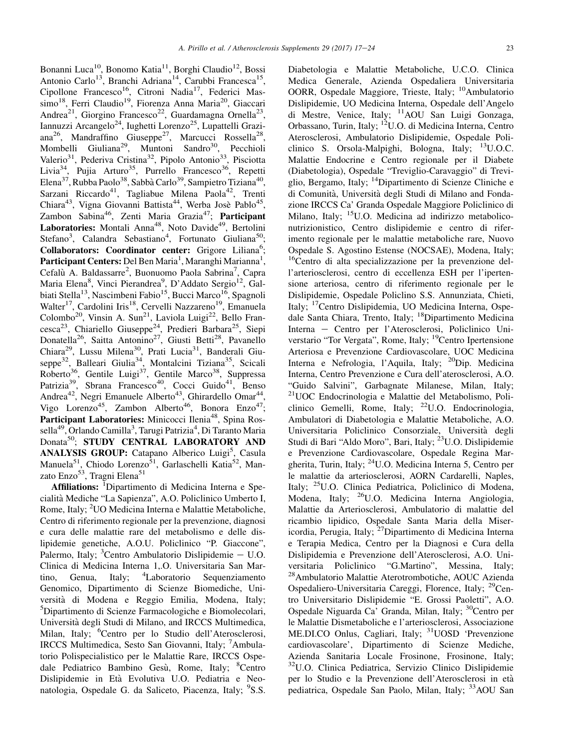Bonanni Luca[10], Bonomo Katia[11], Borghi Claudio[12], Bossi Antonio Carlo[13], Branchi Adriana[14], Carubbi Francesca[15], Cipollone Francesco[16], Citroni Nadia[17], Federici Massimo[18], Ferri Claudio[19], Fiorenza Anna Maria[20], Giaccari Andrea[21], Giorgino Francesco[22], Guardamagna Ornella[23], Iannuzzi Arcangelo[24], Iughetti Lorenzo[25], Lupattelli Graziana[26], Mandraffino Giuseppe[27], Marcucci Rossella[28], Mombelli Giuliana[29], Muntoni Sandro[30], Pecchioli Valerio[31], Pederiva Cristina[32], Pipolo Antonio[33], Pisciotta Livia[34], Pujia Arturo[35], Purrello Francesco[36], Repetti Elena[37], Rubba Paolo[38], Sabbà Carlo[39], Sampietro Tiziana[40], Sarzani Riccardo[41], Tagliabue Milena Paola[42], Trenti Chiara[43], Vigna Giovanni Battista[44], Werba Josè Pablo[45], Zambon Sabina[46], Zenti Maria Grazia[47]; **Participant Laboratories:** Montali Anna[48], Noto Davide[49], Bertolini Stefano[3], Calandra Sebastiano[4], Fortunato Giuliana[50]; **Collaborators: Coordinator center:** Grigore Liliana[6]; **Participant Centers:** Del Ben Maria[1], Maranghi Marianna[1], Cefalù A. Baldassarre[2], Buonuomo Paola Sabrina[7], Capra Maria Elena[8], Vinci Pierandrea[9], D'Addato Sergio[12], Galbiati Stella[13], Nascimbeni Fabio[15], Bucci Marco[16], Spagnoli Walter[17], Cardolini Iris[18], Cervelli Nazzareno[19], Emanuela Colombo[20], Vinsin A. Sun[21], Laviola Luigi[22], Bello Francesca[23], Chiariello Giuseppe[24], Predieri Barbara[25], Siepi Donatella[26], Saitta Antonino[27], Giusti Betti[28], Pavanello Chiara[29], Lussu Milena[30], Prati Lucia[31], Banderali Giuseppe[32], Balleari Giulia[34], Montalcini Tiziana[35], Scicali Roberto[36], Gentile Luigi[37], Gentile Marco[38], Suppressa Patrizia[39], Sbrana Francesco[40], Cocci Guido[41], Benso Andrea[42], Negri Emanuele Alberto[43], Ghirardello Omar[44], Vigo Lorenzo[45], Zambon Alberto[46], Bonora Enzo[47]; **Participant Laboratories:** Minicocci Ilenia[48], Spina Rossella[49], Orlando Camilla[3], Tarugi Patrizia[4], Di Taranto Maria Donata[50]; **STUDY CENTRAL LABORATORY AND ANALYSIS GROUP:** Catapano Alberico Luigi[5], Casula Manuela[51], Chiodo Lorenzo[51], Garlaschelli Katia[52], Manzato Enzo[53], Tragni Elena[51]

**Affiliations:** [1]Dipartimento di Medicina Interna e Specialità Mediche "La Sapienza", A.O. Policlinico Umberto I, Rome, Italy; [2]UO Medicina Interna e Malattie Metaboliche, Centro di riferimento regionale per la prevenzione, diagnosi e cura delle malattie rare del metabolismo e delle dislipidemie genetiche, A.O.U. Policlinico "P. Giaccone", Palermo, Italy; [3]Centro Ambulatorio Dislipidemie – U.O. Clinica di Medicina Interna 1,.O. Universitaria San Martino, Genua, Italy; [4]Laboratorio Sequenziamento Genomico, Dipartimento di Scienze Biomediche, Università di Modena e Reggio Emilia, Modena, Italy; [5]Dipartimento di Scienze Farmacologiche e Biomolecolari, Università degli Studi di Milano, and IRCCS Multimedica, Milan, Italy; [6]Centro per lo Studio dell'Aterosclerosi, IRCCS Multimedica, Sesto San Giovanni, Italy; [7]Ambulatorio Polispecialistico per le Malattie Rare, IRCCS Ospedale Pediatrico Bambino Gesù, Rome, Italy; [8]Centro Dislipidemie in Età Evolutiva U.O. Pediatria e Neonatologia, Ospedale G. da Saliceto, Piacenza, Italy; [9]S.S. Diabetologia e Malattie Metaboliche, U.C.O. Clinica Medica Generale, Azienda Ospedaliera Universitaria OORR, Ospedale Maggiore, Trieste, Italy; [10]Ambulatorio Dislipidemie, UO Medicina Interna, Ospedale dell'Angelo di Mestre, Venice, Italy; [11]AOU San Luigi Gonzaga, Orbassano, Turin, Italy; [12]U.O. di Medicina Interna, Centro Aterosclerosi, Ambulatorio Dislipidemie, Ospedale Policlinico S. Orsola-Malpighi, Bologna, Italy; [13]U.O.C. Malattie Endocrine e Centro regionale per il Diabete (Diabetologia), Ospedale "Treviglio-Caravaggio" di Treviglio, Bergamo, Italy; [14]Dipartimento di Scienze Cliniche e di Comunità, Università degli Studi di Milano and Fondazione IRCCS Ca' Granda Ospedale Maggiore Policlinico di Milano, Italy; [15]U.O. Medicina ad indirizzo metabolico-nutrizionistico, Centro dislipidemie e centro di riferimento regionale per le malattie metaboliche rare, Nuovo Ospedale S. Agostino Estense (NOCSAE), Modena, Italy; [16]Centro di alta specializzazione per la prevenzione dell'arteriosclerosi, centro di eccellenza ESH per l'ipertensione arteriosa, centro di riferimento regionale per le Dislipidemie, Ospedale Policlino S.S. Annunziata, Chieti, Italy; [17]Centro Dislipidemia, UO Medicina Interna, Ospedale Santa Chiara, Trento, Italy; [18]Dipartimento Medicina Interna – Centro per l'Aterosclerosi, Policlinico Universtario "Tor Vergata", Rome, Italy; [19]Centro Ipertensione Arteriosa e Prevenzione Cardiovascolare, UOC Medicina Interna e Nefrologia, l'Aquila, Italy; [20]Dip. Medicina Interna, Centro Prevenzione e Cura dell'aterosclerosi, A.O. "Guido Salvini", Garbagnate Milanese, Milan, Italy; [21]UOC Endocrinologia e Malattie del Metabolismo, Policlinico Gemelli, Rome, Italy; [22]U.O. Endocrinologia, Ambulatori di Diabetologia e Malattie Metaboliche, A.O. Universitaria Policlinico Consorziale, Università degli Studi di Bari "Aldo Moro", Bari, Italy; [23]U.O. Dislipidemie e Prevenzione Cardiovascolare, Ospedale Regina Margherita, Turin, Italy; [24]U.O. Medicina Interna 5, Centro per le malattie da arteriosclerosi, AORN Cardarelli, Naples, Italy; [25]U.O. Clinica Pediatrica, Policlinico di Modena, Modena, Italy; [26]U.O. Medicina Interna Angiologia, Malattie da Arteriosclerosi, Ambulatorio di malattie del ricambio lipidico, Ospedale Santa Maria della Misericordia, Perugia, Italy; [27]Dipartimento di Medicina Interna e Terapia Medica, Centro per la Diagnosi e Cura della Dislipidemia e Prevenzione dell'Aterosclerosi, A.O. Universitaria Policlinico "G.Martino", Messina, Italy; [28]Ambulatorio Malattie Aterotrombotiche, AOUC Azienda Ospedaliero-Universitaria Careggi, Florence, Italy; [29]Centro Universitario Dislipidemie "E. Grossi Paoletti", A.O. Ospedale Niguarda Ca' Granda, Milan, Italy; [30]Centro per le Malattie Dismetaboliche e l'arteriosclerosi, Associazione ME.DI.CO Onlus, Cagliari, Italy; [31]UOSD 'Prevenzione cardiovascolare', Dipartimento di Scienze Mediche, Azienda Sanitaria Locale Frosinone, Frosinone, Italy; [32]U.O. Clinica Pediatrica, Servizio Clinico Dislipidemie per lo Studio e la Prevenzione dell'Aterosclerosi in età pediatrica, Ospedale San Paolo, Milan, Italy; [33]AOU San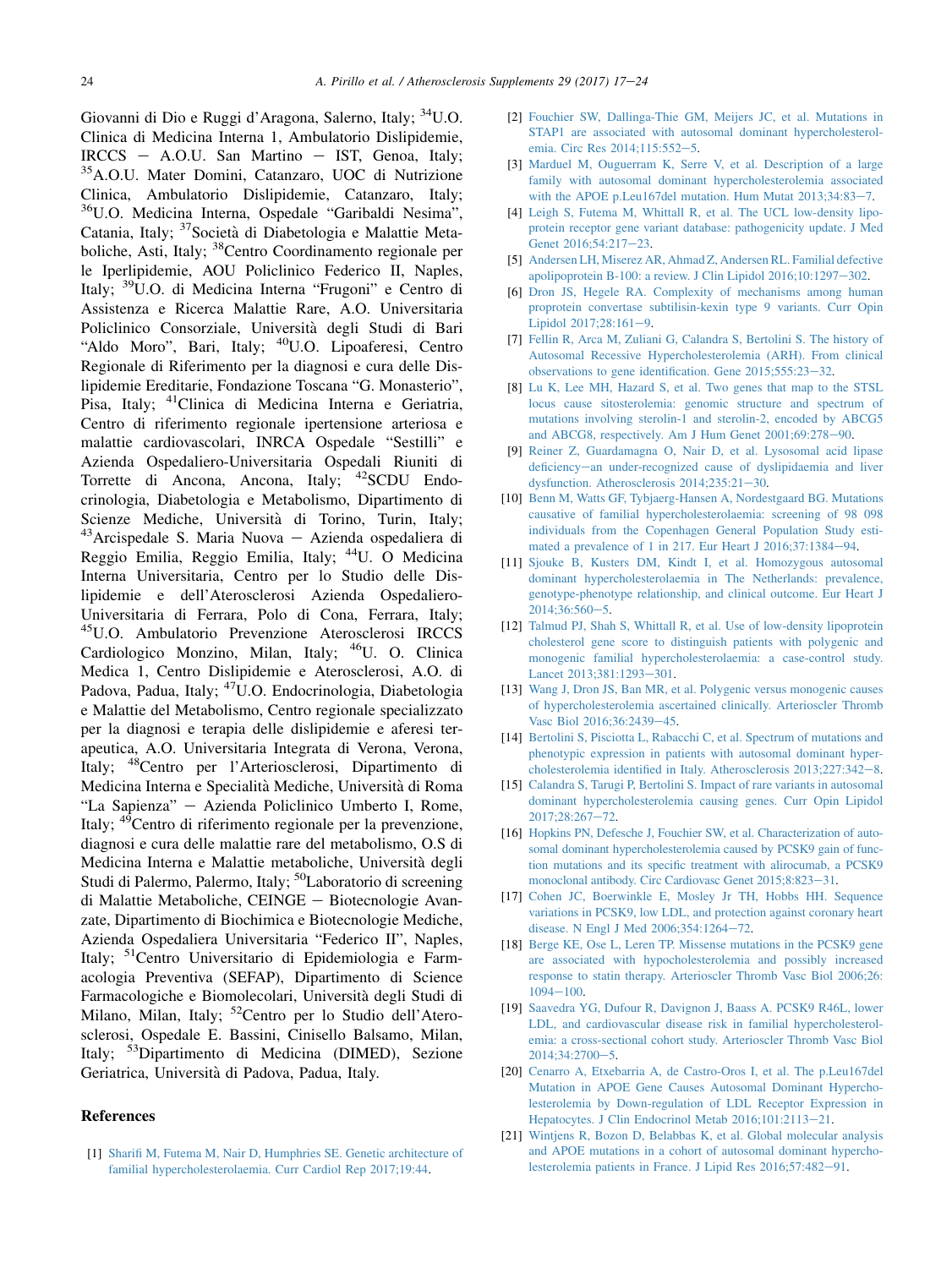Giovanni di Dio e Ruggi d'Aragona, Salerno, Italy; [34]U.O. Clinica di Medicina Interna 1, Ambulatorio Dislipidemie, IRCCS – A.O.U. San Martino – IST, Genoa, Italy; [35]A.O.U. Mater Domini, Catanzaro, UOC di Nutrizione Clinica, Ambulatorio Dislipidemie, Catanzaro, Italy; [36]U.O. Medicina Interna, Ospedale "Garibaldi Nesima", Catania, Italy; [37]Società di Diabetologia e Malattie Metaboliche, Asti, Italy; [38]Centro Coordinamento regionale per le Iperlipidemie, AOU Policlinico Federico II, Naples, Italy; [39]U.O. di Medicina Interna "Frugoni" e Centro di Assistenza e Ricerca Malattie Rare, A.O. Universitaria Policlinico Consorziale, Università degli Studi di Bari "Aldo Moro", Bari, Italy; [40]U.O. Lipoaferesi, Centro Regionale di Riferimento per la diagnosi e cura delle Dislipidemie Ereditarie, Fondazione Toscana "G. Monasterio", Pisa, Italy; [41]Clinica di Medicina Interna e Geriatria, Centro di riferimento regionale ipertensione arteriosa e malattie cardiovascolari, INRCA Ospedale "Sestilli" e Azienda Ospedaliero-Universitaria Ospedali Riuniti di Torrette di Ancona, Ancona, Italy; [42]SCDU Endocrinologia, Diabetologia e Metabolismo, Dipartimento di Scienze Mediche, Università di Torino, Turin, Italy; [43]Arcispedale S. Maria Nuova – Azienda ospedaliera di Reggio Emilia, Reggio Emilia, Italy; [44]U. O Medicina Interna Universitaria, Centro per lo Studio delle Dislipidemie e dell'Aterosclerosi Azienda Ospedaliero-Universitaria di Ferrara, Polo di Cona, Ferrara, Italy; [45]U.O. Ambulatorio Prevenzione Aterosclerosi IRCCS Cardiologico Monzino, Milan, Italy; [46]U. O. Clinica Medica 1, Centro Dislipidemie e Aterosclerosi, A.O. di Padova, Padua, Italy; [47]U.O. Endocrinologia, Diabetologia e Malattie del Metabolismo, Centro regionale specializzato per la diagnosi e terapia delle dislipidemie e aferesi terapeutica, A.O. Universitaria Integrata di Verona, Verona, Italy; [48]Centro per l'Arteriosclerosi, Dipartimento di Medicina Interna e Specialità Mediche, Università di Roma "La Sapienza" – Azienda Policlinico Umberto I, Rome, Italy; [49]Centro di riferimento regionale per la prevenzione, diagnosi e cura delle malattie rare del metabolismo, O.S di Medicina Interna e Malattie metaboliche, Università degli Studi di Palermo, Palermo, Italy; [50]Laboratorio di screening di Malattie Metaboliche, CEINGE – Biotecnologie Avanzate, Dipartimento di Biochimica e Biotecnologie Mediche, Azienda Ospedaliera Universitaria "Federico II", Naples, Italy; [51]Centro Universitario di Epidemiologia e Farmacologia Preventiva (SEFAP), Dipartimento di Science Farmacologiche e Biomolecolari, Università degli Studi di Milano, Milan, Italy; [52]Centro per lo Studio dell'Aterosclerosi, Ospedale E. Bassini, Cinisello Balsamo, Milan, Italy; [53]Dipartimento di Medicina (DIMED), Sezione Geriatrica, Università di Padova, Padua, Italy.

## References

[1] Sharifi M, Futema M, Nair D, Humphries SE. Genetic architecture of familial hypercholesterolaemia. Curr Cardiol Rep 2017;19:44.

[2] Fouchier SW, Dallinga-Thie GM, Meijers JC, et al. Mutations in STAP1 are associated with autosomal dominant hypercholesterolemia. Circ Res 2014;115:552–5.

[3] Marduel M, Ouguerram K, Serre V, et al. Description of a large family with autosomal dominant hypercholesterolemia associated with the APOE p.Leu167del mutation. Hum Mutat 2013;34:83–7.

[4] Leigh S, Futema M, Whittall R, et al. The UCL low-density lipoprotein receptor gene variant database: pathogenicity update. J Med Genet 2016;54:217–23.

[5] Andersen LH, Miserez AR, Ahmad Z, Andersen RL. Familial defective apolipoprotein B-100: a review. J Clin Lipidol 2016;10:1297–302.

[6] Dron JS, Hegele RA. Complexity of mechanisms among human proprotein convertase subtilisin-kexin type 9 variants. Curr Opin Lipidol 2017;28:161–9.

[7] Fellin R, Arca M, Zuliani G, Calandra S, Bertolini S. The history of Autosomal Recessive Hypercholesterolemia (ARH). From clinical observations to gene identification. Gene 2015;555:23–32.

[8] Lu K, Lee MH, Hazard S, et al. Two genes that map to the STSL locus cause sitosterolemia: genomic structure and spectrum of mutations involving sterolin-1 and sterolin-2, encoded by ABCG5 and ABCG8, respectively. Am J Hum Genet 2001;69:278–90.

[9] Reiner Z, Guardamagna O, Nair D, et al. Lysosomal acid lipase deficiency–an under-recognized cause of dyslipidaemia and liver dysfunction. Atherosclerosis 2014;235:21–30.

[10] Benn M, Watts GF, Tybjaerg-Hansen A, Nordestgaard BG. Mutations causative of familial hypercholesterolaemia: screening of 98 098 individuals from the Copenhagen General Population Study estimated a prevalence of 1 in 217. Eur Heart J 2016;37:1384–94.

[11] Sjouke B, Kusters DM, Kindt I, et al. Homozygous autosomal dominant hypercholesterolaemia in The Netherlands: prevalence, genotype-phenotype relationship, and clinical outcome. Eur Heart J 2014;36:560–5.

[12] Talmud PJ, Shah S, Whittall R, et al. Use of low-density lipoprotein cholesterol gene score to distinguish patients with polygenic and monogenic familial hypercholesterolaemia: a case-control study. Lancet 2013;381:1293–301.

[13] Wang J, Dron JS, Ban MR, et al. Polygenic versus monogenic causes of hypercholesterolemia ascertained clinically. Arterioscler Thromb Vasc Biol 2016;36:2439–45.

[14] Bertolini S, Pisciotta L, Rabacchi C, et al. Spectrum of mutations and phenotypic expression in patients with autosomal dominant hypercholesterolemia identified in Italy. Atherosclerosis 2013;227:342–8.

[15] Calandra S, Tarugi P, Bertolini S. Impact of rare variants in autosomal dominant hypercholesterolemia causing genes. Curr Opin Lipidol 2017;28:267–72.

[16] Hopkins PN, Defesche J, Fouchier SW, et al. Characterization of autosomal dominant hypercholesterolemia caused by PCSK9 gain of function mutations and its specific treatment with alirocumab, a PCSK9 monoclonal antibody. Circ Cardiovasc Genet 2015;8:823–31.

[17] Cohen JC, Boerwinkle E, Mosley Jr TH, Hobbs HH. Sequence variations in PCSK9, low LDL, and protection against coronary heart disease. N Engl J Med 2006;354:1264–72.

[18] Berge KE, Ose L, Leren TP. Missense mutations in the PCSK9 gene are associated with hypocholesterolemia and possibly increased response to statin therapy. Arterioscler Thromb Vasc Biol 2006;26:1094–100.

[19] Saavedra YG, Dufour R, Davignon J, Baass A. PCSK9 R46L, lower LDL, and cardiovascular disease risk in familial hypercholesterolemia: a cross-sectional cohort study. Arterioscler Thromb Vasc Biol 2014;34:2700–5.

[20] Cenarro A, Etxebarria A, de Castro-Oros I, et al. The p.Leu167del Mutation in APOE Gene Causes Autosomal Dominant Hypercholesterolemia by Down-regulation of LDL Receptor Expression in Hepatocytes. J Clin Endocrinol Metab 2016;101:2113–21.

[21] Wintjens R, Bozon D, Belabbas K, et al. Global molecular analysis and APOE mutations in a cohort of autosomal dominant hypercholesterolemia patients in France. J Lipid Res 2016;57:482–91.